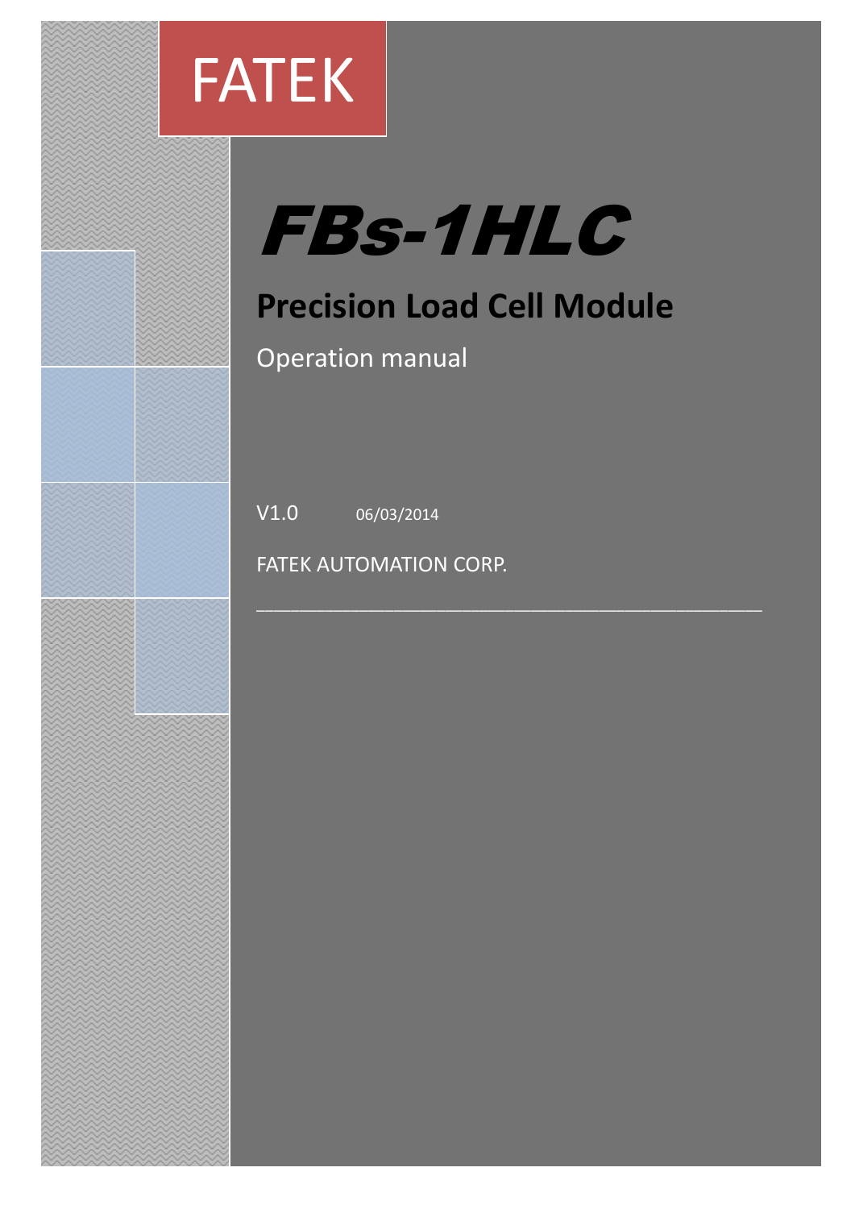FATEK

# FBs-1HLC

## Precision Load Cell Module

Operation manual

V1.0 06/03/2014

FATEK AUTOMATION CORP.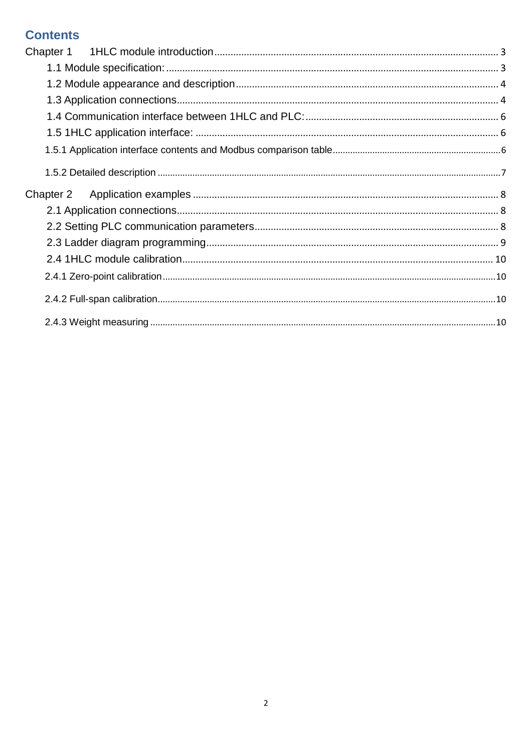# Contents

Chapter 1 1HLC module introduction ........ 3

- 1.1 Module specification: ........ 3
- 1.2 Module appearance and description ........ 4
- 1.3 Application connections ........ 4
- 1.4 Communication interface between 1HLC and PLC: ........ 6
- 1.5 1HLC application interface: ........ 6
  - 1.5.1 Application interface contents and Modbus comparison table ........ 6
  - 1.5.2 Detailed description ........ 7

Chapter 2 Application examples ........ 8

- 2.1 Application connections ........ 8
- 2.2 Setting PLC communication parameters ........ 8
- 2.3 Ladder diagram programming ........ 9
- 2.4 1HLC module calibration ........ 10
  - 2.4.1 Zero-point calibration ........ 10
  - 2.4.2 Full-span calibration ........ 10
  - 2.4.3 Weight measuring ........ 10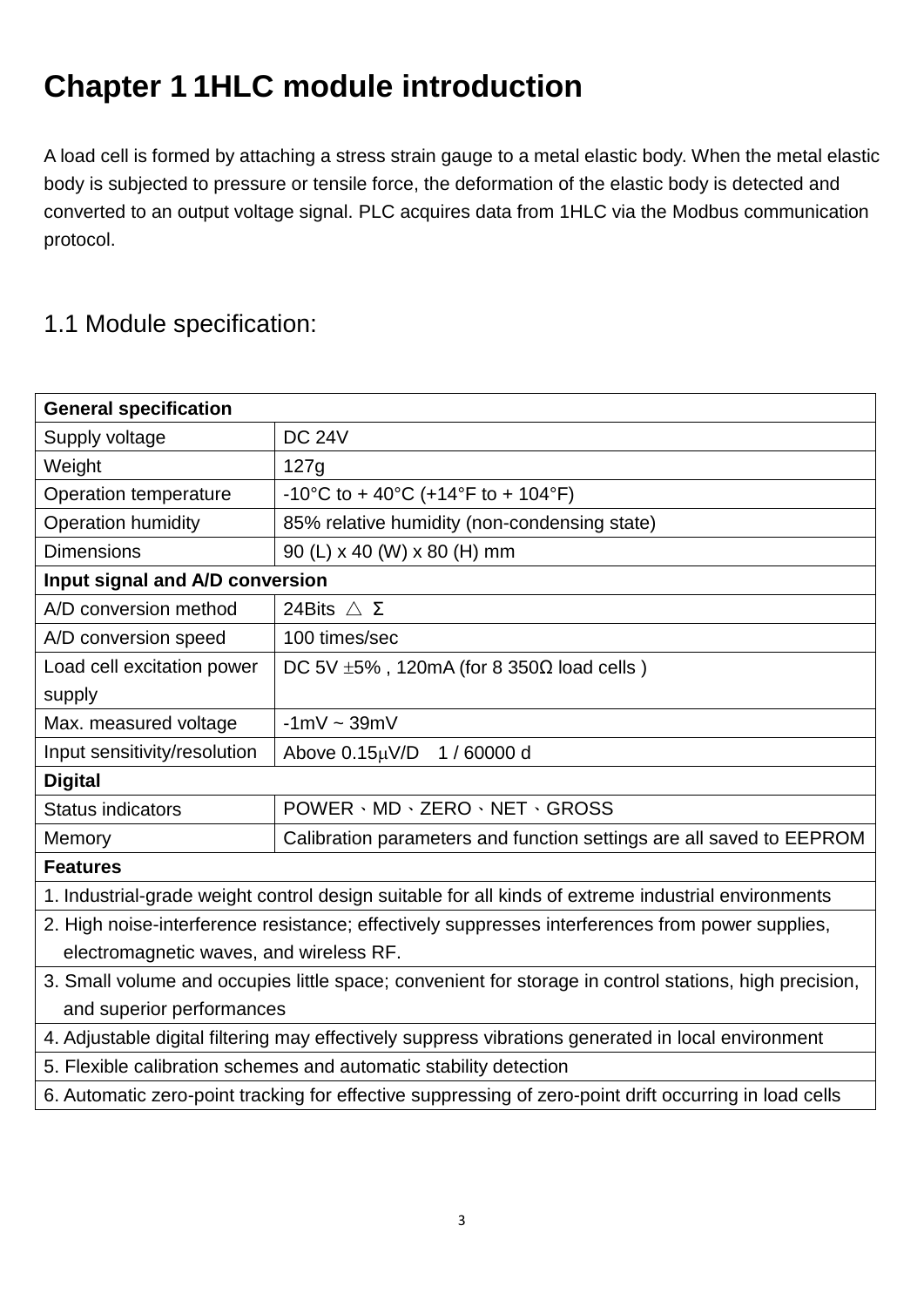# Chapter 1 1HLC module introduction

A load cell is formed by attaching a stress strain gauge to a metal elastic body. When the metal elastic body is subjected to pressure or tensile force, the deformation of the elastic body is detected and converted to an output voltage signal. PLC acquires data from 1HLC via the Modbus communication protocol.

## 1.1 Module specification:

| **General specification** | |
|---|---|
| Supply voltage | DC 24V |
| Weight | 127g |
| Operation temperature | -10°C to + 40°C (+14°F to + 104°F) |
| Operation humidity | 85% relative humidity (non-condensing state) |
| Dimensions | 90 (L) x 40 (W) x 80 (H) mm |
| **Input signal and A/D conversion** | |
| A/D conversion method | 24Bits △ Σ |
| A/D conversion speed | 100 times/sec |
| Load cell excitation power supply | DC 5V ±5% , 120mA (for 8 350Ω load cells ) |
| Max. measured voltage | -1mV ~ 39mV |
| Input sensitivity/resolution | Above 0.15μV/D 1 / 60000 d |
| **Digital** | |
| Status indicators | POWER、MD、ZERO、NET、GROSS |
| Memory | Calibration parameters and function settings are all saved to EEPROM |
| **Features** | |
| 1. Industrial-grade weight control design suitable for all kinds of extreme industrial environments | |
| 2. High noise-interference resistance; effectively suppresses interferences from power supplies, electromagnetic waves, and wireless RF. | |
| 3. Small volume and occupies little space; convenient for storage in control stations, high precision, and superior performances | |
| 4. Adjustable digital filtering may effectively suppress vibrations generated in local environment | |
| 5. Flexible calibration schemes and automatic stability detection | |
| 6. Automatic zero-point tracking for effective suppressing of zero-point drift occurring in load cells | |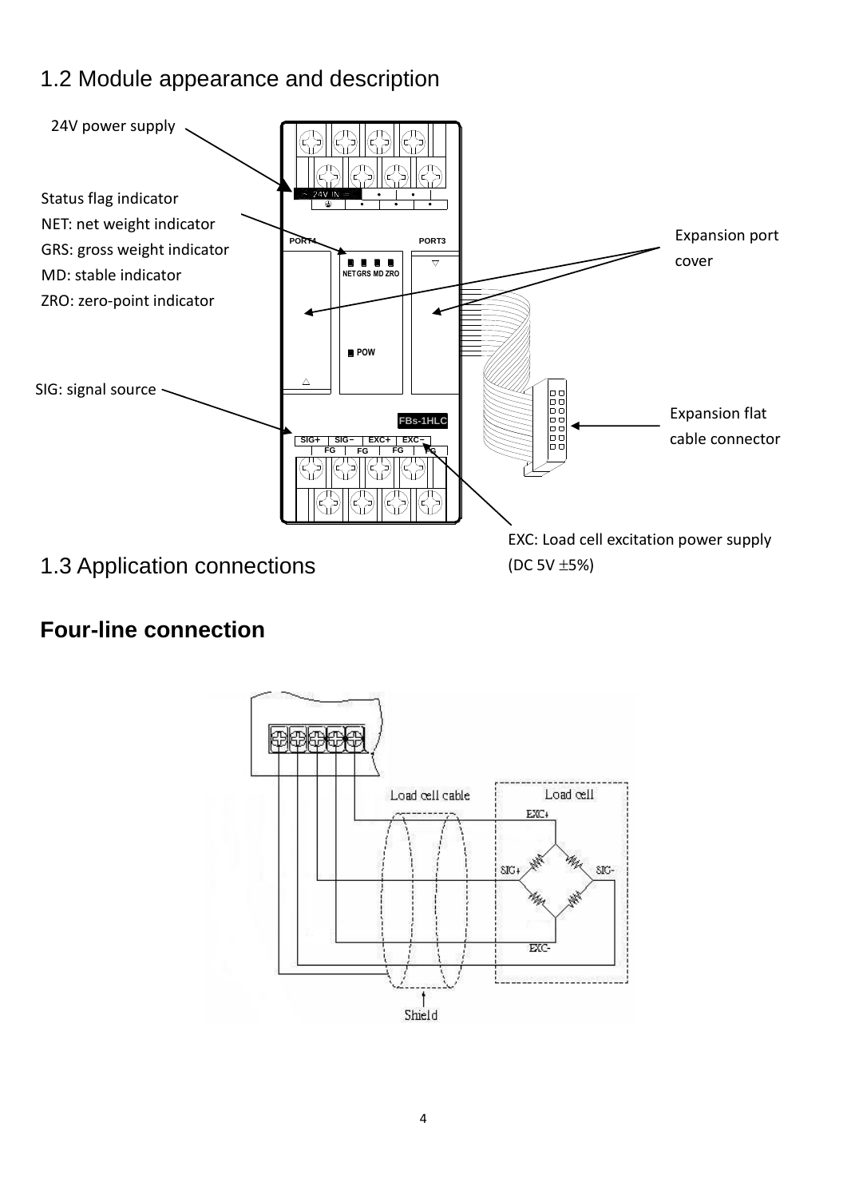## 1.2 Module appearance and description

24V power supply

Status flag indicator
NET: net weight indicator
GRS: gross weight indicator
MD: stable indicator
ZRO: zero-point indicator

SIG: signal source

Expansion port cover

Expansion flat cable connector

EXC: Load cell excitation power supply (DC 5V ±5%)

## 1.3 Application connections

### Four-line connection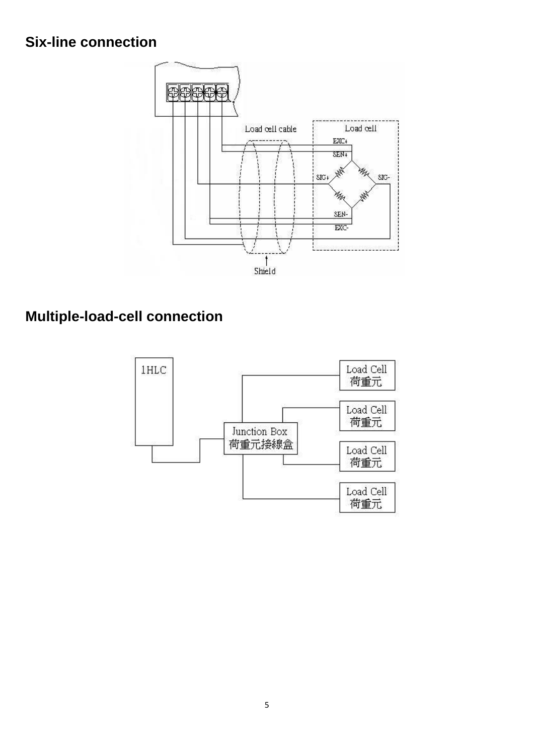## Six-line connection

## Multiple-load-cell connection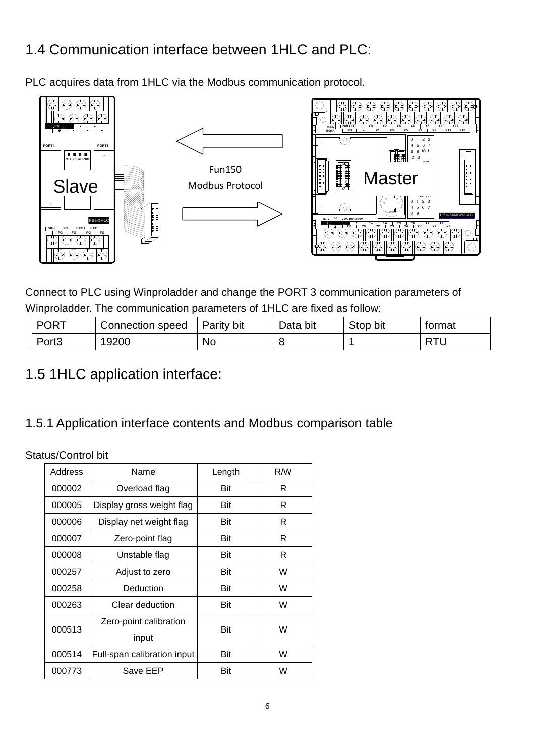# 1.4 Communication interface between 1HLC and PLC:

PLC acquires data from 1HLC via the Modbus communication protocol.

Connect to PLC using Winproladder and change the PORT 3 communication parameters of Winproladder. The communication parameters of 1HLC are fixed as follow:

| PORT | Connection speed | Parity bit | Data bit | Stop bit | format |
|---|---|---|---|---|---|
| Port3 | 19200 | No | 8 | 1 | RTU |

# 1.5 1HLC application interface:

## 1.5.1 Application interface contents and Modbus comparison table

Status/Control bit

| Address | Name | Length | R/W |
|---|---|---|---|
| 000002 | Overload flag | Bit | R |
| 000005 | Display gross weight flag | Bit | R |
| 000006 | Display net weight flag | Bit | R |
| 000007 | Zero-point flag | Bit | R |
| 000008 | Unstable flag | Bit | R |
| 000257 | Adjust to zero | Bit | W |
| 000258 | Deduction | Bit | W |
| 000263 | Clear deduction | Bit | W |
| 000513 | Zero-point calibration input | Bit | W |
| 000514 | Full-span calibration input | Bit | W |
| 000773 | Save EEP | Bit | W |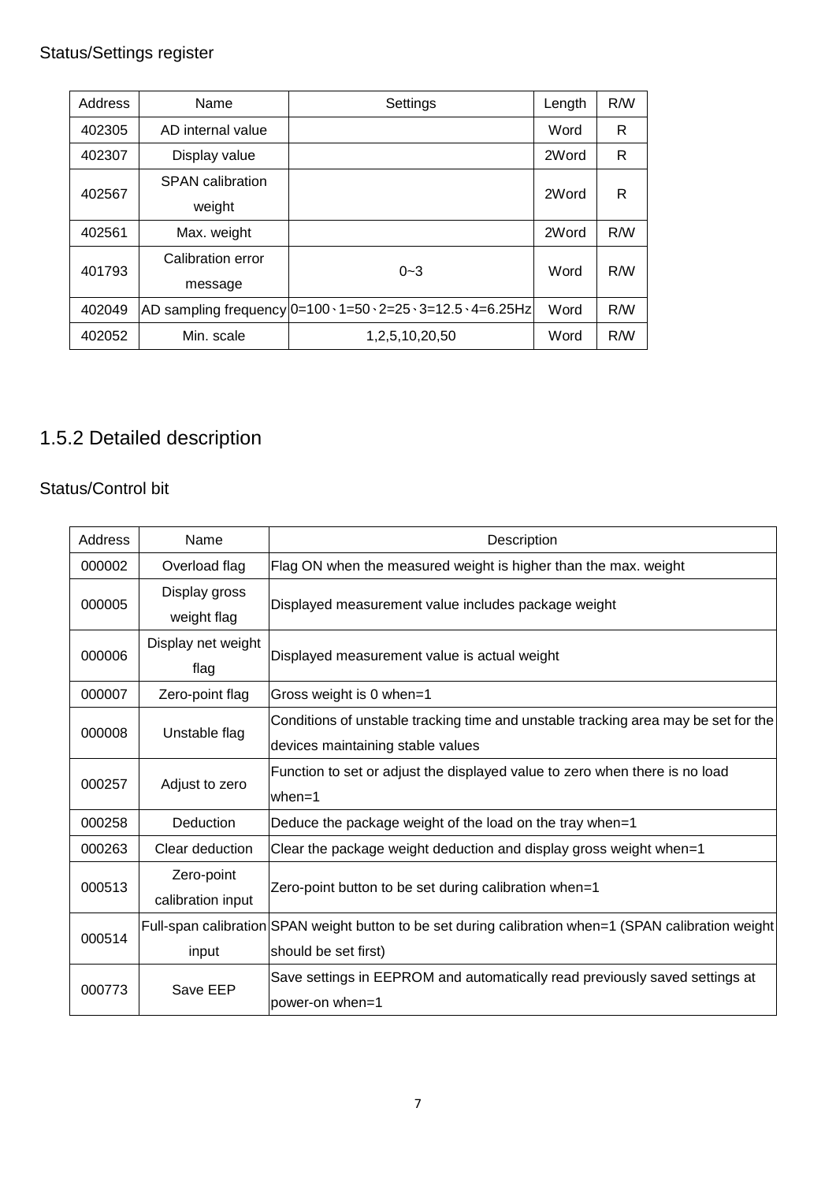Status/Settings register

| Address | Name | Settings | Length | R/W |
|---|---|---|---|---|
| 402305 | AD internal value | | Word | R |
| 402307 | Display value | | 2Word | R |
| 402567 | SPAN calibration weight | | 2Word | R |
| 402561 | Max. weight | | 2Word | R/W |
| 401793 | Calibration error message | 0~3 | Word | R/W |
| 402049 | AD sampling frequency | 0=100、1=50、2=25、3=12.5、4=6.25Hz | Word | R/W |
| 402052 | Min. scale | 1,2,5,10,20,50 | Word | R/W |

## 1.5.2 Detailed description

Status/Control bit

| Address | Name | Description |
|---|---|---|
| 000002 | Overload flag | Flag ON when the measured weight is higher than the max. weight |
| 000005 | Display gross weight flag | Displayed measurement value includes package weight |
| 000006 | Display net weight flag | Displayed measurement value is actual weight |
| 000007 | Zero-point flag | Gross weight is 0 when=1 |
| 000008 | Unstable flag | Conditions of unstable tracking time and unstable tracking area may be set for the devices maintaining stable values |
| 000257 | Adjust to zero | Function to set or adjust the displayed value to zero when there is no load when=1 |
| 000258 | Deduction | Deduce the package weight of the load on the tray when=1 |
| 000263 | Clear deduction | Clear the package weight deduction and display gross weight when=1 |
| 000513 | Zero-point calibration input | Zero-point button to be set during calibration when=1 |
| 000514 | Full-span calibration input | SPAN weight button to be set during calibration when=1 (SPAN calibration weight should be set first) |
| 000773 | Save EEP | Save settings in EEPROM and automatically read previously saved settings at power-on when=1 |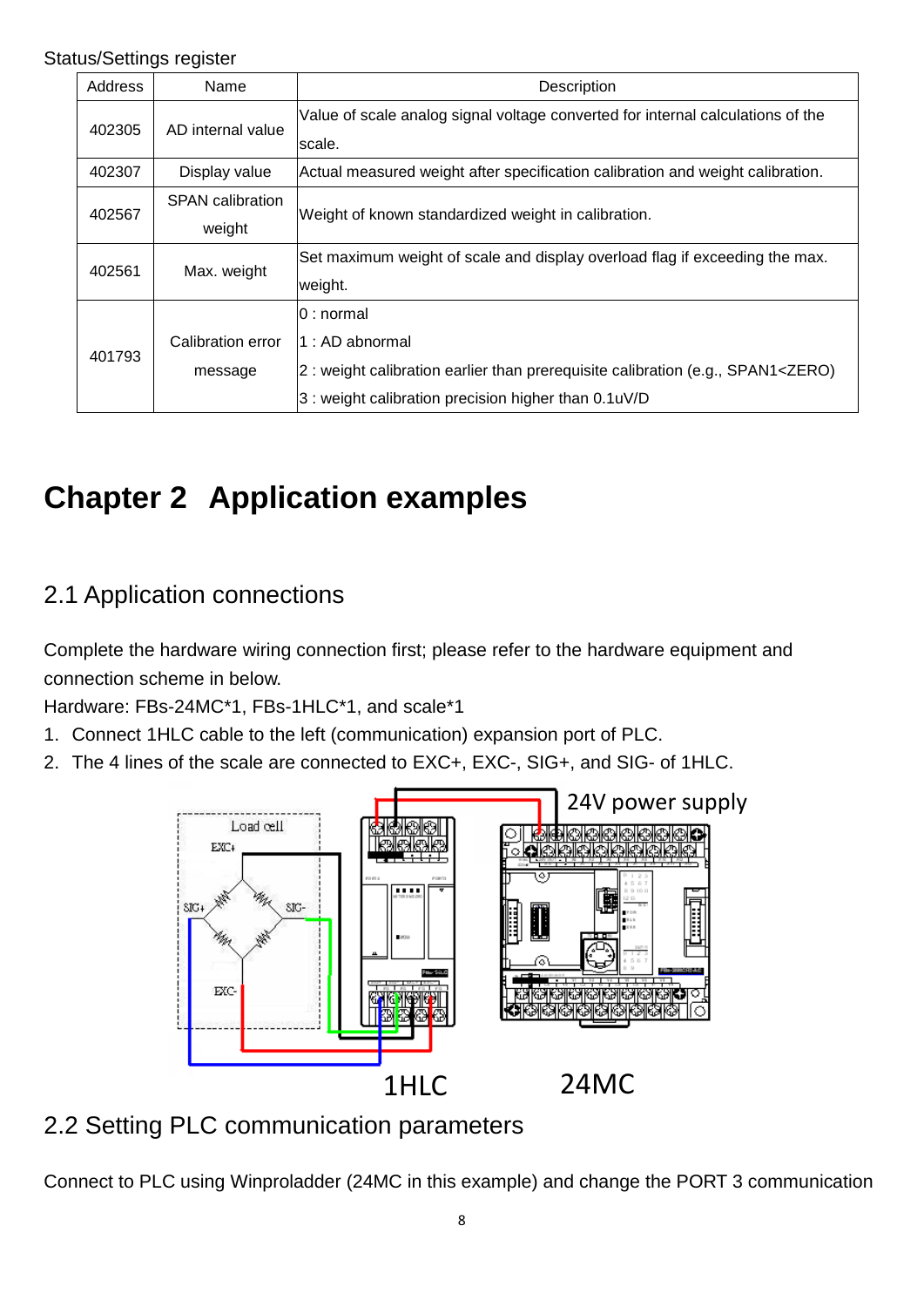Status/Settings register

| Address | Name | Description |
|---|---|---|
| 402305 | AD internal value | Value of scale analog signal voltage converted for internal calculations of the scale. |
| 402307 | Display value | Actual measured weight after specification calibration and weight calibration. |
| 402567 | SPAN calibration weight | Weight of known standardized weight in calibration. |
| 402561 | Max. weight | Set maximum weight of scale and display overload flag if exceeding the max. weight. |
| 401793 | Calibration error message | 0 : normal<br>1 : AD abnormal<br>2 : weight calibration earlier than prerequisite calibration (e.g., SPAN1<ZERO)<br>3 : weight calibration precision higher than 0.1uV/D |

# Chapter 2 Application examples

## 2.1 Application connections

Complete the hardware wiring connection first; please refer to the hardware equipment and connection scheme in below.

Hardware: FBs-24MC*1, FBs-1HLC*1, and scale*1

1. Connect 1HLC cable to the left (communication) expansion port of PLC.
2. The 4 lines of the scale are connected to EXC+, EXC-, SIG+, and SIG- of 1HLC.

Load cell  EXC+  SIG+  SIG-  EXC-  24V power supply  1HLC  24MC

## 2.2 Setting PLC communication parameters

Connect to PLC using Winproladder (24MC in this example) and change the PORT 3 communication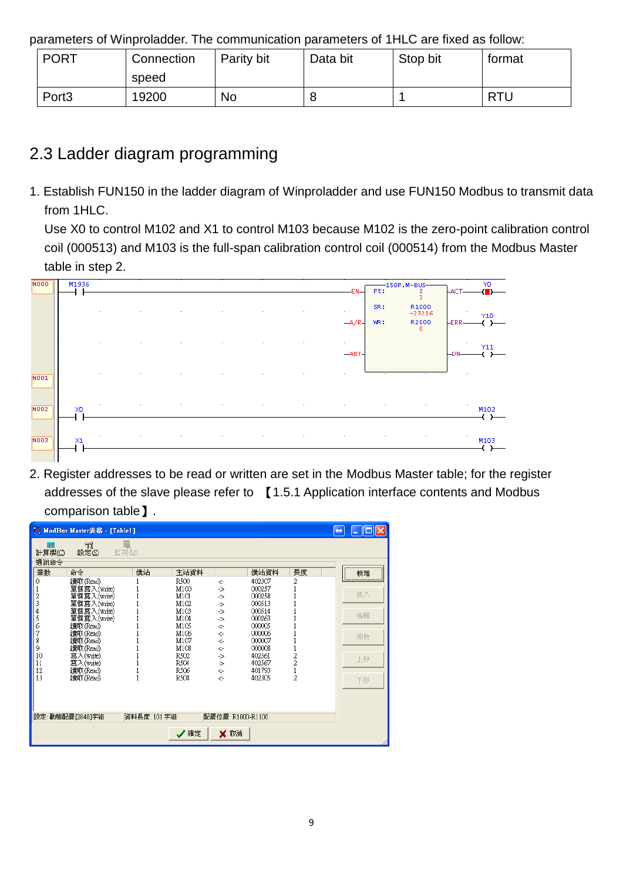parameters of Winproladder. The communication parameters of 1HLC are fixed as follow:

| PORT | Connection speed | Parity bit | Data bit | Stop bit | format |
|---|---|---|---|---|---|
| Port3 | 19200 | No | 8 | 1 | RTU |

## 2.3 Ladder diagram programming

1. Establish FUN150 in the ladder diagram of Winproladder and use FUN150 Modbus to transmit data from 1HLC.
   Use X0 to control M102 and X1 to control M103 because M102 is the zero-point calibration control coil (000513) and M103 is the full-span calibration control coil (000514) from the Modbus Master table in step 2.

2. Register addresses to be read or written are set in the Modbus Master table; for the register addresses of the slave please refer to 【1.5.1 Application interface contents and Modbus comparison table】.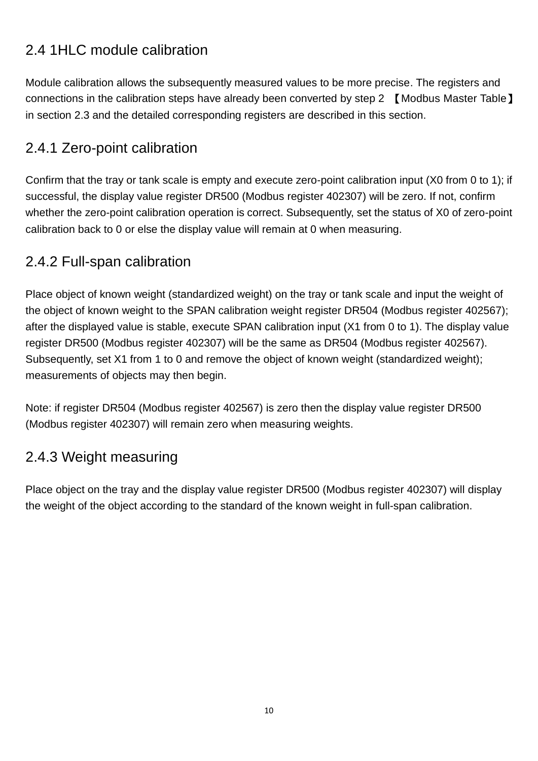## 2.4 1HLC module calibration

Module calibration allows the subsequently measured values to be more precise. The registers and connections in the calibration steps have already been converted by step 2 【Modbus Master Table】 in section 2.3 and the detailed corresponding registers are described in this section.

### 2.4.1 Zero-point calibration

Confirm that the tray or tank scale is empty and execute zero-point calibration input (X0 from 0 to 1); if successful, the display value register DR500 (Modbus register 402307) will be zero. If not, confirm whether the zero-point calibration operation is correct. Subsequently, set the status of X0 of zero-point calibration back to 0 or else the display value will remain at 0 when measuring.

### 2.4.2 Full-span calibration

Place object of known weight (standardized weight) on the tray or tank scale and input the weight of the object of known weight to the SPAN calibration weight register DR504 (Modbus register 402567); after the displayed value is stable, execute SPAN calibration input (X1 from 0 to 1). The display value register DR500 (Modbus register 402307) will be the same as DR504 (Modbus register 402567). Subsequently, set X1 from 1 to 0 and remove the object of known weight (standardized weight); measurements of objects may then begin.

Note: if register DR504 (Modbus register 402567) is zero then the display value register DR500 (Modbus register 402307) will remain zero when measuring weights.

### 2.4.3 Weight measuring

Place object on the tray and the display value register DR500 (Modbus register 402307) will display the weight of the object according to the standard of the known weight in full-span calibration.